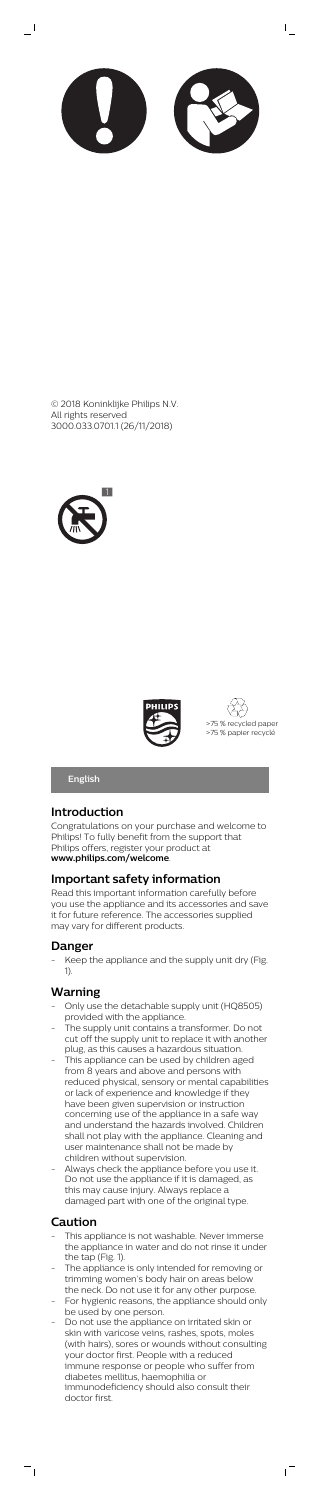© 2018 Koninklijke Philips N.V.
All rights reserved
3000.033.0701.1 (26/11/2018)

1

>75 % recycled paper
>75 % papier recyclé

**English**

## Introduction

Congratulations on your purchase and welcome to Philips! To fully benefit from the support that Philips offers, register your product at **www.philips.com/welcome**.

## Important safety information

Read this important information carefully before you use the appliance and its accessories and save it for future reference. The accessories supplied may vary for different products.

## Danger

- Keep the appliance and the supply unit dry (Fig. 1).

## Warning

- Only use the detachable supply unit (HQ8505) provided with the appliance.
- The supply unit contains a transformer. Do not cut off the supply unit to replace it with another plug, as this causes a hazardous situation.
- This appliance can be used by children aged from 8 years and above and persons with reduced physical, sensory or mental capabilities or lack of experience and knowledge if they have been given supervision or instruction concerning use of the appliance in a safe way and understand the hazards involved. Children shall not play with the appliance. Cleaning and user maintenance shall not be made by children without supervision.
- Always check the appliance before you use it. Do not use the appliance if it is damaged, as this may cause injury. Always replace a damaged part with one of the original type.

## Caution

- This appliance is not washable. Never immerse the appliance in water and do not rinse it under the tap (Fig. 1).
- The appliance is only intended for removing or trimming women's body hair on areas below the neck. Do not use it for any other purpose.
- For hygienic reasons, the appliance should only be used by one person.
- Do not use the appliance on irritated skin or skin with varicose veins, rashes, spots, moles (with hairs), sores or wounds without consulting your doctor first. People with a reduced immune response or people who suffer from diabetes mellitus, haemophilia or immunodeficiency should also consult their doctor first.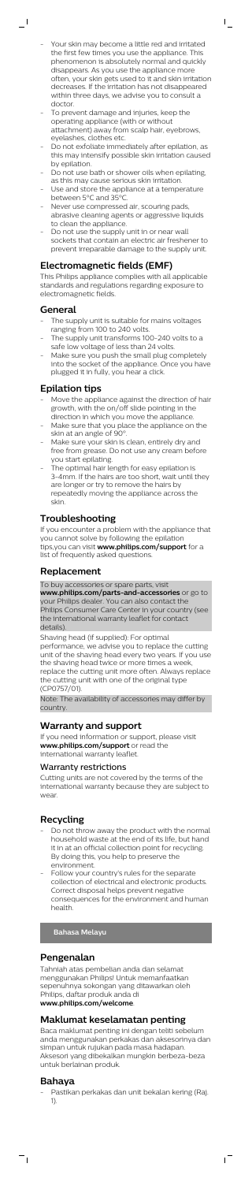- Your skin may become a little red and irritated the first few times you use the appliance. This phenomenon is absolutely normal and quickly disappears. As you use the appliance more often, your skin gets used to it and skin irritation decreases. If the irritation has not disappeared within three days, we advise you to consult a doctor.
- To prevent damage and injuries, keep the operating appliance (with or without attachment) away from scalp hair, eyebrows, eyelashes, clothes etc.
- Do not exfoliate immediately after epilation, as this may intensify possible skin irritation caused by epilation.
- Do not use bath or shower oils when epilating, as this may cause serious skin irritation.
- Use and store the appliance at a temperature between 5°C and 35°C.
- Never use compressed air, scouring pads, abrasive cleaning agents or aggressive liquids to clean the appliance.
- Do not use the supply unit in or near wall sockets that contain an electric air freshener to prevent irreparable damage to the supply unit.

## Electromagnetic fields (EMF)

This Philips appliance complies with all applicable standards and regulations regarding exposure to electromagnetic fields.

## General

- The supply unit is suitable for mains voltages ranging from 100 to 240 volts.
- The supply unit transforms 100-240 volts to a safe low voltage of less than 24 volts.
- Make sure you push the small plug completely into the socket of the appliance. Once you have plugged it in fully, you hear a click.

## Epilation tips

- Move the appliance against the direction of hair growth, with the on/off slide pointing in the direction in which you move the appliance.
- Make sure that you place the appliance on the skin at an angle of 90°.
- Make sure your skin is clean, entirely dry and free from grease. Do not use any cream before you start epilating.
- The optimal hair length for easy epilation is 3-4mm. If the hairs are too short, wait until they are longer or try to remove the hairs by repeatedly moving the appliance across the skin.

## Troubleshooting

If you encounter a problem with the appliance that you cannot solve by following the epilation tips,you can visit **www.philips.com/support** for a list of frequently asked questions.

## Replacement

To buy accessories or spare parts, visit **www.philips.com/parts-and-accessories** or go to your Philips dealer. You can also contact the Philips Consumer Care Center in your country (see the international warranty leaflet for contact details).

Shaving head (if supplied): For optimal performance, we advise you to replace the cutting unit of the shaving head every two years. If you use the shaving head twice or more times a week, replace the cutting unit more often. Always replace the cutting unit with one of the original type (CP0757/01).

Note: The availability of accessories may differ by country.

## Warranty and support

If you need information or support, please visit **www.philips.com/support** or read the international warranty leaflet.

### Warranty restrictions

Cutting units are not covered by the terms of the international warranty because they are subject to wear.

## Recycling

- Do not throw away the product with the normal household waste at the end of its life, but hand it in at an official collection point for recycling. By doing this, you help to preserve the environment.
- Follow your country's rules for the separate collection of electrical and electronic products. Correct disposal helps prevent negative consequences for the environment and human health.

**Bahasa Melayu**

## Pengenalan

Tahniah atas pembelian anda dan selamat menggunakan Philips! Untuk memanfaatkan sepenuhnya sokongan yang ditawarkan oleh Philips, daftar produk anda di **www.philips.com/welcome**.

## Maklumat keselamatan penting

Baca maklumat penting ini dengan teliti sebelum anda menggunakan perkakas dan aksesorinya dan simpan untuk rujukan pada masa hadapan. Aksesori yang dibekalkan mungkin berbeza-beza untuk berlainan produk.

## Bahaya

- Pastikan perkakas dan unit bekalan kering (Raj. 1).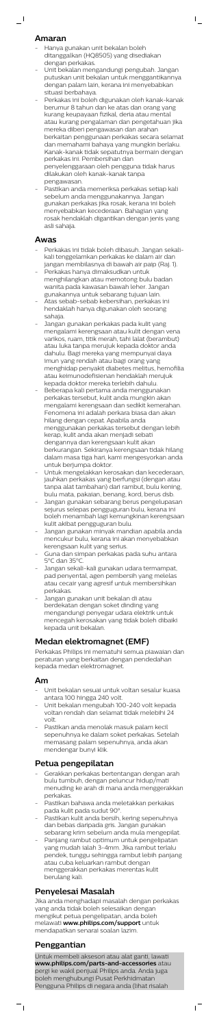## Amaran

- Hanya gunakan unit bekalan boleh ditanggalkan (HQ8505) yang disediakan dengan perkakas.
- Unit bekalan mengandungi pengubah. Jangan putuskan unit bekalan untuk menggantikannya dengan palam lain, kerana ini menyebabkan situasi berbahaya.
- Perkakas ini boleh digunakan oleh kanak-kanak berumur 8 tahun dan ke atas dan orang yang kurang keupayaan fizikal, deria atau mental atau kurang pengalaman dan pengetahuan jika mereka diberi pengawasan dan arahan berkaitan penggunaan perkakas secara selamat dan memahami bahaya yang mungkin berlaku. Kanak-kanak tidak sepatutnya bermain dengan perkakas ini. Pembersihan dan penyelenggaraan oleh pengguna tidak harus dilakukan oleh kanak-kanak tanpa pengawasan.
- Pastikan anda memeriksa perkakas setiap kali sebelum anda menggunakannya. Jangan gunakan perkakas jika rosak, kerana ini boleh menyebabkan kecederaan. Bahagian yang rosak hendaklah digantikan dengan jenis yang asli sahaja.

## Awas

- Perkakas ini tidak boleh dibasuh. Jangan sekali-kali tenggelamkan perkakas ke dalam air dan jangan membilasnya di bawah air paip (Raj. 1).
- Perkakas hanya dimaksudkan untuk menghilangkan atau memotong bulu badan wanita pada kawasan bawah leher. Jangan gunakannya untuk sebarang tujuan lain.
- Atas sebab-sebab kebersihan, perkakas ini hendaklah hanya digunakan oleh seorang sahaja.
- Jangan gunakan perkakas pada kulit yang mengalami kerengsaan atau kulit dengan vena varikos, ruam, titik merah, tahi lalat (berambut) atau luka tanpa merujuk kepada doktor anda dahulu. Bagi mereka yang mempunyai daya imun yang rendah atau bagi orang yang menghidap penyakit diabetes melitus, hemofilia atau keimunodefisienan hendaklah merujuk kepada doktor mereka terlebih dahulu.
- Beberapa kali pertama anda menggunakan perkakas tersebut, kulit anda mungkin akan mengalami kerengsaan dan sedikit kemerahan. Fenomena ini adalah perkara biasa dan akan hilang dengan cepat. Apabila anda menggunakan perkakas tersebut dengan lebih kerap, kulit anda akan menjadi sebati dengannya dan kerengsaan kulit akan berkurangan. Sekiranya kerengsaan tidak hilang dalam masa tiga hari, kami mengesyorkan anda untuk berjumpa doktor.
- Untuk mengelakkan kerosakan dan kecederaan, jauhkan perkakas yang berfungsi (dengan atau tanpa alat tambahan) dari rambut, bulu kening, bulu mata, pakaian, benang, kord, berus dsb.
- Jangan gunakan sebarang berus pengelupasan sejurus selepas pengguguran bulu, kerana ini boleh menambah lagi kemungkinan kerengsaan kulit akibat pengguguran bulu.
- Jangan gunakan minyak mandian apabila anda mencukur bulu, kerana ini akan menyebabkan kerengsaan kulit yang serius.
- Guna dan simpan perkakas pada suhu antara 5°C dan 35°C.
- Jangan sekali-kali gunakan udara termampat, pad penyental, agen pembersih yang melelas atau cecair yang agresif untuk membersihkan perkakas.
- Jangan gunakan unit bekalan di atau berdekatan dengan soket dinding yang mengandungi penyegar udara elektrik untuk mencegah kerosakan yang tidak boleh dibaiki kepada unit bekalan.

## Medan elektromagnet (EMF)

Perkakas Philips ini mematuhi semua piawaian dan peraturan yang berkaitan dengan pendedahan kepada medan elektromagnet.

## Am

- Unit bekalan sesuai untuk voltan sesalur kuasa antara 100 hingga 240 volt.
- Unit bekalan mengubah 100-240 volt kepada voltan rendah dan selamat tidak melebihi 24 volt.
- Pastikan anda menolak masuk palam kecil sepenuhnya ke dalam soket perkakas. Setelah memasang palam sepenuhnya, anda akan mendengar bunyi klik.

## Petua pengepilatan

- Gerakkan perkakas bertentangan dengan arah bulu tumbuh, dengan peluncur hidup/mati menuding ke arah di mana anda menggerakkan perkakas.
- Pastikan bahawa anda meletakkan perkakas pada kulit pada sudut 90°.
- Pastikan kulit anda bersih, kering sepenuhnya dan bebas daripada gris. Jangan gunakan sebarang krim sebelum anda mula mengepilat.
- Panjang rambut optimum untuk pengepilatan yang mudah ialah 3-4mm. Jika rambut terlalu pendek, tunggu sehingga rambut lebih panjang atau cuba keluarkan rambut dengan menggerakkan perkakas merentas kulit berulang kali.

## Penyelesai Masalah

Jika anda menghadapi masalah dengan perkakas yang anda tidak boleh selesaikan dengan mengikut petua pengepilatan, anda boleh melawati **www.philips.com/support** untuk mendapatkan senarai soalan lazim.

## Penggantian

Untuk membeli aksesori atau alat ganti, lawati **www.philips.com/parts-and-accessories** atau pergi ke wakil penjual Philips anda. Anda juga boleh menghubungi Pusat Perkhidmatan Pengguna Philips di negara anda (lihat risalah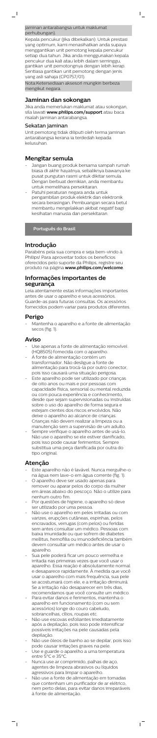jaminan antarabangsa untuk maklumat perhubungan).

Kepala pencukur (jika dibekalkan): Untuk prestasi yang optimum, kami menasihatkan anda supaya menggantikan unit pemotong kepala pencukur setiap dua tahun. Jika anda menggunakan kepala pencukur dua kali atau lebih dalam seminggu, gantikan unit pemotongnya dengan lebih kerap. Sentiasa gantikan unit pemotong dengan jenis yang asli sahaja (CP0757/01).

Nota:Ketersediaan aksesori mungkin berbeza mengikut negara.

## Jaminan dan sokongan

Jika anda memerlukan maklumat atau sokongan, sila lawati **www.philips.com/support** atau baca risalah jaminan antarabangsa.

### Sekatan jaminan

Unit pemotong tidak diliputi oleh terma jaminan antarabangsa kerana ia terdedah kepada kelusuhan.

## Mengitar semula

- Jangan buang produk bersama sampah rumah biasa di akhir hayatnya, sebaliknya bawanya ke pusat pungutan rasmi untuk dikitar semula. Dengan berbuat demikian, anda membantu untuk memelihara persekitaran.
- Patuhi peraturan negara anda untuk pengumpulan produk elektrik dan elektronik secara berasingan. Pembuangan secara betul membantu mengelakkan akibat negatif bagi kesihatan manusia dan persekitaran.

**Português do Brasil**

## Introdução

Parabéns pela sua compra e seja bem-vindo à Philips! Para aproveitar todos os benefícios oferecidos pelo suporte da Philips, registre seu produto na página **www.philips.com/welcome**.

## Informações importantes de segurança

Leia atentamente estas informações importantes antes de usar o aparelho e seus acessórios. Guarde-as para futuras consultas. Os acessórios fornecidos podem variar para produtos diferentes.

### Perigo

- Mantenha o aparelho e a fonte de alimentação secos (fig. 1).

### Aviso

- Use apenas a fonte de alimentação removível (HQ8505) fornecida com o aparelho.
- A fonte de alimentação contém um transformador. Não desligue a fonte de alimentação para trocá-la por outro conector, pois isso causará uma situação perigosa.
- Este aparelho pode ser utilizado por crianças de oito anos ou mais e por pessoas com capacidade física, sensorial ou mental reduzida ou com pouca experiência e conhecimento, desde que sejam supervisionadas ou instruídas sobre o uso do aparelho de forma segura e estejam cientes dos riscos envolvidos. Não deixe o aparelho ao alcance de crianças. Crianças não devem realizar a limpeza ou a manutenção sem a supervisão de um adulto.
- Sempre verifique o aparelho antes de usá-lo. Não use o aparelho se ele estiver danificado, pois isso pode causar ferimentos. Sempre substitua uma peça danificada por outra do tipo original.

### Atenção

- Este aparelho não é lavável. Nunca mergulhe-o na água nem lave-o em água corrente (fig. 1).
- O aparelho deve ser usado apenas para remover ou aparar pelos do corpo da mulher em áreas abaixo do pescoço. Não o utilize para nenhum outro fim.
- Por questões de higiene, o aparelho só deve ser utilizado por uma pessoa.
- Não use o aparelho em peles irritadas ou com varizes, erupções cutâneas, espinhas, pelos encravados, verrugas (com pelos) ou feridas sem antes consultar um médico. Pessoas com baixa imunidade ou que sofrem de diabetes mellitus, hemofilia ou imunodeficiência também devem consultar um médico antes de usar o aparelho.
- Sua pele poderá ficar um pouco vermelha e irritada nas primeiras vezes que você usar o aparelho. Essa reação é absolutamente normal e desaparece rapidamente. À medida que você usar o aparelho com mais frequência, sua pele se acostumará com ele, e a irritação diminuirá. Se a irritação não desaparecer em três dias, recomendamos que você consulte um médico.
- Para evitar danos e ferimentos, mantenha o aparelho em funcionamento (com ou sem acessórios) longe do couro cabeludo, sobrancelhas, cílios, roupas etc.
- Não use escovas esfoliantes imediatamente após a depilação, pois isso pode intensificar possíveis irritações na pele causadas pela depilação.
- Não use óleos de banho ao se depilar, pois isso pode causar irritações graves na pele.
- Use e guarde o aparelho a uma temperatura entre 5°C e 35°C.
- Nunca use ar comprimido, palhas de aço, agentes de limpeza abrasivos ou líquidos agressivos para limpar o aparelho.
- Não use a fonte de alimentação em tomadas que contenham um purificador de ar elétrico, nem perto delas, para evitar danos irreparáveis à fonte de alimentação.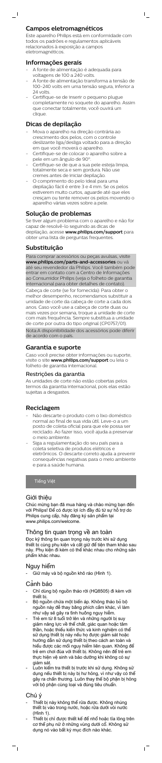## Campos eletromagnéticos

Este aparelho Philips está em conformidade com todos os padrões e regulamentos aplicáveis relacionados à exposição a campos eletromagnéticos.

## Informações gerais

- A fonte de alimentação é adequada para voltagens de 100 a 240 volts.
- A fonte de alimentação transforma a tensão de 100-240 volts em uma tensão segura, inferior a 24 volts.
- Certifique-se de inserir o pequeno plugue completamente no soquete do aparelho. Assim que conectar totalmente, você ouvirá um clique.

## Dicas de depilação

- Mova o aparelho na direção contrária ao crescimento dos pelos, com o controle deslizante liga/desliga voltado para a direção em que você moverá o aparelho.
- Certifique-se de colocar o aparelho sobre a pele em um ângulo de 90°.
- Certifique-se de que sua pele esteja limpa, totalmente seca e sem gordura. Não use cremes antes de iniciar depilação.
- O comprimento do pelo ideal para uma depilação fácil é entre 3 e 4 mm. Se os pelos estiverem muito curtos, aguarde até que eles cresçam ou tente remover os pelos movendo o aparelho várias vezes sobre a pele.

## Solução de problemas

Se tiver algum problema com o aparelho e não for capaz de resolvê-lo seguindo as dicas de depilação, acesse **www.philips.com/support** para obter uma lista de perguntas frequentes.

## Substituição

Para comprar acessórios ou peças avulsas, visite **www.philips.com/parts-and-accessories** ou vá até seu revendedor da Philips. Você também pode entrar em contato com a Centro de Informações ao Consumidor Philips (veja o folheto de garantia internacional para obter detalhes de contato).

Cabeça de corte (se for fornecida): Para obter o melhor desempenho, recomendamos substituir a unidade de corte da cabeça de corte a cada dois anos. Caso você use a cabeça de corte duas ou mais vezes por semana, troque a unidade de corte com mais frequência. Sempre substitua a unidade de corte por outra do tipo original (CP0757/01).

Nota:A disponibilidade dos acessórios pode diferir de acordo com o país.

## Garantia e suporte

Caso você precise obter informações ou suporte, visite o site **www.philips.com/support** ou leia o folheto de garantia internacional.

### Restrições da garantia

As unidades de corte não estão cobertas pelos termos da garantia internacional, pois elas estão sujeitas a desgastes.

## Reciclagem

- Não descarte o produto com o lixo doméstico normal ao final de sua vida útil. Leve-o a um posto de coleta oficial para que ele possa ser reciclado. Ao fazer isso, você ajuda a preservar o meio ambiente.
- Siga a regulamentação do seu país para a coleta seletiva de produtos elétricos e eletrônicos. O descarte correto ajuda a prevenir consequências negativas para o meio ambiente e para a saúde humana.

# Tiếng Việt

## Giới thiệu

Chúc mừng bạn đã mua hàng và chào mừng bạn đến với Philips! Để có được lợi ích đầy đủ từ sự hỗ trợ do Philips cung cấp, hãy đăng ký sản phẩm tại www.philips.com/welcome.

## Thông tin quan trọng về an toàn

Đọc kỹ thông tin quan trọng này trước khi sử dụng thiết bị cùng phụ kiện và cất giữ để tiện tham khảo sau này. Phụ kiện đi kèm có thể khác nhau cho những sản phẩm khác nhau.

## Nguy hiểm

- Giữ máy và bộ nguồn khô ráo (Hình 1).

## Cảnh báo

- Chỉ dùng bộ nguồn tháo rời (HQ8505) đi kèm với thiết bị.
- Bộ nguồn chứa một biến áp. Không tháo bỏ bộ nguồn này để thay bằng phích cắm khác, vì làm như vậy sẽ gây ra tình huống nguy hiểm.
- Trẻ em từ 8 tuổi trở lên và những người bị suy giảm năng lực về thể chất, giác quan hoặc tâm thần, hoặc thiếu kiến thức và kinh nghiệm có thể sử dụng thiết bị này nếu họ được giám sát hoặc hướng dẫn sử dụng thiết bị theo cách an toàn và hiểu được các mối nguy hiểm liên quan. Không để trẻ em chơi đùa với thiết bị. Không nên để trẻ em thực hiện vệ sinh và bảo dưỡng khi không có sự giám sát.
- Luôn kiểm tra thiết bị trước khi sử dụng. Không sử dụng nếu thiết bị này bị hư hỏng, vì như vậy có thể gây ra chấn thương. Luôn thay thế bộ phận bị hỏng với bộ phận cùng loại và đúng tiêu chuẩn.

## Chú ý

- Thiết bị này không thể rửa được. Không nhúng thiết bị vào trong nước, hoặc rửa dưới vòi nước (Hình 1).
- Thiết bị chỉ được thiết kế để nhổ hoặc tỉa lông trên cơ thể phụ nữ ở những vùng dưới cổ. Không sử dụng nó vào bất kỳ mục đích nào khác.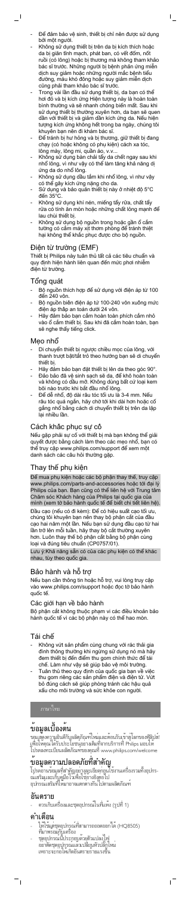- Để đảm bảo vệ sinh, thiết bị chỉ nên được sử dụng bởi một người.
- Không sử dụng thiết bị trên da bị kích thích hoặc da bị giãn tĩnh mạch, phát ban, có vết đốm, nốt ruồi (có lông) hoặc bị thương mà không tham khảo bác sĩ trước. Những người bị bệnh phản ứng miễn dịch suy giảm hoặc những người mắc bệnh tiểu đường, máu khó đông hoặc suy giảm miễn dịch cũng phải tham khảo bác sĩ trước.
- Trong vài lần đầu sử dụng thiết bị, da bạn có thể hơi đỏ và bị kích ứng. Hiện tượng này là hoàn toàn bình thường và sẽ nhanh chóng biến mất. Sau khi sử dụng thiết bị thường xuyên hơn, da bạn sẽ quen dần với thiết bị và giảm dần kích ứng da. Nếu hiện tượng kích ứng không hết trong ba ngày, chúng tôi khuyên bạn nên đi khám bác sĩ.
- Để tránh bị hư hỏng và bị thương, giữ thiết bị đang chạy (có hoặc không có phụ kiện) cách xa tóc, lông mày, lông mi, quần áo, v.v...
- Không sử dụng bàn chải tẩy da chết ngay sau khi nhổ lông, vì như vậy có thể làm tăng khả năng dị ứng da do nhổ lông.
- Không sử dụng dầu tắm khi nhổ lông, vì như vậy có thể gây kích ứng nặng cho da.
- Sử dụng và bảo quản thiết bị này ở nhiệt độ 5°C đến 35°C.
- Không sử dụng khí nén, miếng cử rửa, chất tẩy rửa có tính ăn mòn hoặc những chất lỏng mạnh để lau chùi thiết bị.
- Không sử dụng bộ nguồn trong hoặc gần ổ cắm tường có cắm máy xịt thơm phòng để tránh thiệt hại không thể khắc phục được cho bộ nguồn.

## Điện từ trường (EMF)

Thiết bị Philips này tuân thủ tất cả các tiêu chuẩn và quy định hiện hành liên quan đến mức phơi nhiễm điện từ trường.

## Tổng quát

- Bộ nguồn thích hợp để sử dụng với điện áp từ 100 đến 240 vôn.
- Bộ nguồn biến điện áp từ 100-240 vôn xuống mức điện áp thấp an toàn dưới 24 vôn.
- Hãy đảm bảo bạn cắm hoàn toàn phích cắm nhỏ vào ổ cắm thiết bị. Sau khi đã cắm hoàn toàn, bạn sẽ nghe thấy tiếng click.

## Mẹo nhổ

- Di chuyển thiết bị ngược chiều mọc của lông, với thanh trượt bật/tắt trỏ theo hướng bạn sẽ di chuyển thiết bị.
- Hãy đảm bảo bạn đặt thiết bị lên da theo góc 90°.
- Đảm bảo đã vệ sinh sạch sẽ da, để khô hoàn toàn và không có dầu mỡ. Không dùng bất cứ loại kem bôi nào trước khi bắt đầu nhổ lông.
- Để dễ nhổ, độ dài râu tóc tối ưu là 3-4 mm. Nếu râu tóc quá ngắn, hãy chờ tới khi dài hơn hoặc cố gắng nhổ bằng cách di chuyển thiết bị trên da lặp lại nhiều lần.

## Cách khắc phục sự cố

Nếu gặp phải sự cố với thiết bị mà bạn không thể giải quyết được bằng cách làm theo các mẹo nhổ, bạn có thể truy cập www.philips.com/support để xem một danh sách các câu hỏi thường gặp.

## Thay thế phụ kiện

Để mua phụ kiện hoặc các bộ phận thay thế, truy cập www.philips.com/parts-and-accessories hoặc tới đại lý Philips của bạn. Bạn cũng có thể liên hệ với Trung tâm Chăm sóc Khách hàng của Philips tại quốc gia của mình (xem tờ bảo hành quốc tế để biết chi tiết liên hệ).

Đầu cạo (nếu có đi kèm): Để có hiệu suất cạo tối ưu, chúng tôi khuyên bạn nên thay bộ phận cắt của đầu cạo hai năm một lần. Nếu bạn sử dụng đầu cạo từ hai lần trở lên mỗi tuần, hãy thay bộ phận cắt thường xuyên hơn. Luôn thay thế bộ phận cắt bằng bộ phận cùng loại và đúng tiêu chuẩn (CP0757/01).

Lưu ý: Khả năng sẵn có của các phụ kiện có thể khác nhau, tùy theo quốc gia.

## Bảo hành và hỗ trợ

Nếu bạn cần thông tin hoặc hỗ trợ, vui lòng truy cập vào www.philips.com/support hoặc đọc tờ bảo hành quốc tế.

### Các giới hạn về bảo hành

Bộ phận cắt không thuộc phạm vi các điều khoản bảo hành quốc tế vì các bộ phận này có thể hao mòn.

## Tái chế

- Không vứt sản phẩm cùng chung với rác thải gia đình thông thường khi ngừng sử dụng nó mà hãy đem thiết bị đến điểm thu gom chính thức để tái chế. Làm như vậy sẽ giúp bảo vệ môi trường.
- Tuân thủ theo quy định của quốc gia bạn về việc thu gom riêng các sản phẩm điện và điện tử. Vứt bỏ đúng cách sẽ giúp phòng tránh các hậu quả xấu cho môi trường và sức khỏe con người.

ภาษาไทย

## ข้อมูลเบื้องต้น

ขอแสดงความยินดีกับผลิตภัณฑ์ใหม่และต้อนรับเข้าสู่โลกของฟิลิปส์! เพื่อให้คุณได้รับประโยชน์อย่างเต็มที่จากบริการที่ Philips มอบให้ โปรดลงทะเบียนผลิตภัณฑ์ของคุณที่ www.philips.com/welcome

## ข้อมูลความปลอดภัยที่สำคัญ

โปรดอ่านข้อมูลที่สำคัญอย่างละเอียดก่อนใช้งานเครื่องรวมทั้งอุปกรณ์เสริมและเก็บคู่มือไว้เพื่อใช้อ้างอิงต่อไป อุปกรณ์เสริมที่ให้มาอาจแตกต่างกันไปตามผลิตภัณฑ์

## อันตราย

- ควรเก็บเครื่องและชุดอุปกรณ์ในที่แห้ง (รูปที่ 1)

## คำเตือน

- ใช้เฉพาะชุดอุปกรณ์ที่สามารถถอดออกได้ (HQ8505) ที่มาพร้อมกับเครื่อง
- ชุดอุปกรณ์นี้ประกอบด้วยตัวแปลงไฟ อย่าตัดชุดอุปกรณ์และเปลี่ยนหัวปลั๊กใหม่ เพราะจะก่อให้เกิดอันตรายรายแรงขึ้น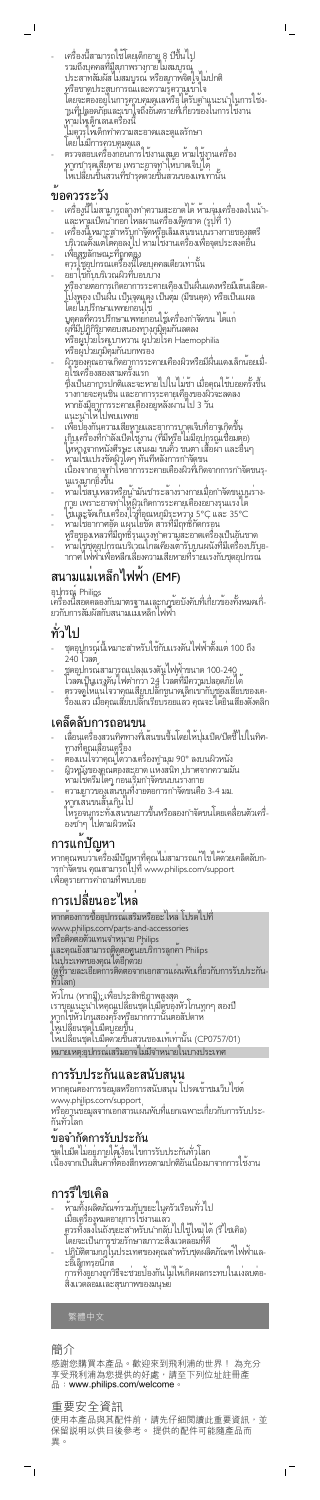- เครื่องนี้สามารถใช้โดยเด็กอายุ 8 ปีขึ้นไป รวมถึงบุคคลที่มีสภาพร่างกายไม่สมบูรณ์ ประสาทสัมผัสไม่สมบูรณ์ หรือสภาพจิตใจไม่ปกติ หรือขาดประสบการณ์และความรู้ความเข้าใจ โดยจะต้องอยู่ในการควบคุมดูแลหรือได้รับคำแนะนำในการใช้งานที่ปลอดภัยและเข้าใจถึงอันตรายที่เกี่ยวข้องในการใช้งาน ห้ามเด็กเล่นเครื่องนี้ ไม่ควรให้เด็กทำความสะอาดและดูแลรักษาโดยไม่มีการควบคุมดูแล
- ตรวจสอบเครื่องก่อนการใช้งานเสมอ ห้ามใช้งานเครื่องหากชำรุดเสียหาย เพราะอาจทำให้เกิดอันตรายได้ ให้เปลี่ยนชิ้นส่วนที่ชำรุดด้วยชิ้นส่วนของแท้เท่านั้น

## ข้อควรระวัง

- เครื่องนี้ไม่สามารถล้างทำความสะอาดได้ ห้ามจุ่มเครื่องลงในน้ำและห้ามเปิดน้ำก๊อกไหลผ่านเครื่องเพื่อล้าง (รูปที่ 1)
- เครื่องนี้เหมาะสำหรับกำจัดหรือเล็มขนขนในร่างกายของสตรีบริเวณพื้นที่ใต้คอลงไป ห้ามใช้งานเครื่องเพื่อจุดประสงค์อื่น
- เพื่อสุขอนามัยที่ถูกต้อง ควรใช้อุปกรณ์เครื่องนี้โดยบุคคลเดียวเท่านั้น
- อย่าใช้กับบริเวณผิวที่บอบบาง หรือรอยขอบหรือบาดแผลหรือผิวที่มีผื่นแดงหรือเม็ดเลือดไปยุ่งยอง เป็นต้น เป็นจุดมุดจุด เป็นตุ่ม (สิวหนอง) หรือเป็นแผลโดยไม่ปรึกษาแพทย์ก่อนใช้ บุคคลที่ควรปรึกษาแพทย์ก่อนใช้ครั้งการจัดขน ได้แก่ ผู้ที่มีปฏิกิริยาตอบสนองทางภูมิคุ้มกันลดลง หรือผู้ป่วยโรคเบาหวาน ผู้ป่วยโรค Haemophilia หรือผู้ป่วยภูมิคุ้มกันบกพร่อง
- ผิวของคุณอาจเกิดอาการระคายเคืองผิวหรือมีผื่นแดงเล็กน้อยเมื่อใช้เครื่องสองสามครั้งแรก ซึ่งเป็นอาการปกติและจะหายไปในไม่ช้า เมื่อคุณใช้บ่อยครั้งขึ้น รางกายจะคุ้นเคย และอาการระคายเคืองของผิวจะลดลง หากยังมีอาการระคายเคืองอยู่หลังผ่าน 3 วัน แนะนำให้ไปพบแพทย์
- เพื่อป้องกันความเสียหายและอาการบาดเจ็บที่อาจเกิดขึ้น เก็บเครื่องที่กำลังเปิดใช้งาน (ที่มีหรือไม่มีอุปกรณ์เชื่อมต่อ) ให้ห่างจากผมศีรษะ เสนผม คิ้ว ขนตา เสื้อผ้า และอื่นๆ
- ห้ามใช้แปรงขัดผู้อื่น หรือใช้สำหรับการขัดขน เนื่องจากอาจทำให้อาการระคายเคืองผิวที่เกิดจากการกำจัดขนรุนแรงมากยิ่งขึ้น
- ห้ามใช้สบู่เหลวหรือผลิตภัณฑ์ที่มีส่วนผสมอาจทำให้เกิดระคายเคืองอาจทำให้ผิวเกิดการระคายเคืองอย่างรุนแรงได้
- ใช้และจัดเก็บเครื่องไว้ที่อุณหภูมิระหว่าง 5°C และ 35°C
- ห้ามใช้อากาศอัด แผ่นขัดถู สารที่มีฤทธิ์กัดกร่อน หรือของเหลวที่มีฤทธิ์รุนแรงเพื่อทำความสะอาดเครื่องเป็นอันขาด
- ห้ามใช้อุปกรณ์หรือวัสดุใดๆ ที่ไม่ใช่ผลิตภัณฑ์ที่ได้รับการรับรองจากผู้ผลิต หากใช้อุปกรณ์หรือชิ้นส่วนดังกล่าวจะทำให้การรับประกันเป็นโมฆะ

## สนามแม่เหล็กไฟฟ้า (EMF)

อุปกรณ์ Philips เครื่องนี้สอดคล้องกับมาตรฐานและกฎข้อบังคับที่เกี่ยวข้องทั้งหมดเกี่ยวกับการสัมผัสกับสนามแม่เหล็กไฟฟ้า

## ทั่วไป

- ชุดอุปกรณ์นี้เหมาะสำหรับใช้กับแรงดันไฟฟ้าตั้งแต่ 100 ถึง 240 โวลต์
- ชุดอุปกรณ์สามารถเปลี่ยนแรงดันไฟฟ้าหลัก 100-240 โวลต์เป็นแรงดันไฟต่ำกว่า 24 โวลต์ที่มีความปลอดภัยได้
- ตรวจดูให้แน่ใจว่าคุณเสียบปลั๊กชุดจ่ายไฟเข้ากับชุดเลือกใช้อ๊อกเสียบของเครื่องแล้ว เมื่อคุณเสียบปลั๊กเรียบร้อยแล้ว คุณจะได้ยินเสียงคลิกดัง

## เคล็ดลับการถอนขน

- เลื่อนเครื่องสวนทิศทางที่ขนขึ้นโดยให้ปุ่มเปิด/ปิดนี้ไปในทิศทางที่คุณเลื่อนเครื่อง
- ตรวจแน่ใจว่าคุณได้วางเครื่องที่มุม 90° ลงบนผิวหนัง
- ผู้หญิงอาจสูญเสียผลและหายใจของตัวตน ทำความสะอาดผิวตนเองให้สะอาดรุนแรงกว่าผิวที่มีขนผิวแห้ง ก่อนเริ่มใช้งานแนะนำให้ทดลองล่วงหน้า
- ความยาวของขนหลังจากการกำจัดขนอยู่ที่ 3-4 มม. หากขนหนาแน่นเกินไป ให้ถอนขนเหล่านี้ก่อนหรือลองเล็มขนก่อนใช้เครื่องกำจัดขน ใช้ได้ผลดีกว่า
- หากคุณกระทำใดๆ ได้ตามผิวหนัง

## การแก้ปัญหา

หากคุณพบว่าเครื่องมีปัญหาที่คุณไม่สามารถแก้ไขได้ด้วยเคล็ดลับการแก้ปัญหา คุณสามารถไปที่ www.philips.com/support เพื่อดูรายการคำถามที่พบบ่อย

## การเปลี่ยนอะไหล่

หากต้องการซื้ออุปกรณ์เสริมหรืออะไหล่ โปรดไปที่ www.philips.com/parts-and-accessories หรือติดต่อตัวแทนจำหน่าย Philips และศูนย์บริการผู้บริโภคของ Philips ในประเทศของคุณได้เช่นกัน (ดูข้อมูลรายละเอียดการติดต่อจากเอกสารแผ่นพับเกี่ยวกับการรับประกันทั่วโลก)

หัวโกน (หากมี): เพื่อประสิทธิภาพสูงสุด เราขอแนะนำให้คุณเปลี่ยนชุดใบมีดของหัวโกนทุกๆ สองปี หากใบหัวโกนสองครั้งหรือมากกว่านั้นต่อสัปดาห์ ให้เปลี่ยนชุดใบมีดบ่อยขึ้น ให้เปลี่ยนชุดใบมีดด้วยชิ้นส่วนของแท้เท่านั้น (CP0757/01)

หมายเหตุ: อุปกรณ์เสริมอาจไม่มีจำหน่ายในบางประเทศ

## การรับประกันและสนับสนุน

หากคุณต้องการข้อมูลหรือการสนับสนุน โปรดเข้าชมเว็บไซต์ www.philips.com/support หรืออ่านข้อมูลจากเอกสารแผ่นพับที่แยกเฉพาะเกี่ยวกับการรับประกันทั่วโลก

### ข้อจำกัดการรับประกัน

ชุดใบมีดไม่อยู่ภายใต้เงื่อนไขการรับประกันทั่วโลก เนื่องจากเป็นสินค้าที่ต้องสึกหรอตามปกติอันเนื่องมาจากการใช้งาน

## การรีไซเคิล

- ห้ามทิ้งผลิตภัณฑ์รวมกับขยะในครัวเรือนทั่วไป เมื่อเครื่องหมดอายุการใช้งานแล้ว ควรทิ้งลงในถังขยะสำหรับนำกลับมาใช้ใหม่ได้ (รีไซเคิล) โดยจะเป็นการช่วยรักษาสภาวะสิ่งแวดล้อมที่ดี
- ปฏิบัติตามกฎในประเทศของคุณสำหรับชุดผลิตภัณฑ์ไฟฟ้าและอิเล็กทรอนิกส์ การทิ้งอย่างถูกวิธีจะช่วยป้องกันไม่ให้เกิดผลกระทบในแง่ลบต่อสิ่งแวดล้อมและสุขภาพของมนุษย์

繁體中文

## 簡介

感謝您購買本產品，歡迎來到飛利浦的世界！為充分享受飛利浦為您提供的好處，請至下列位址註冊產品：**www.philips.com/welcome**。

## 重要安全資訊

使用本產品與其配件前，請先仔細閱讀此重要資訊，並保留說明以供日後參考。提供的配件可能隨產品而異。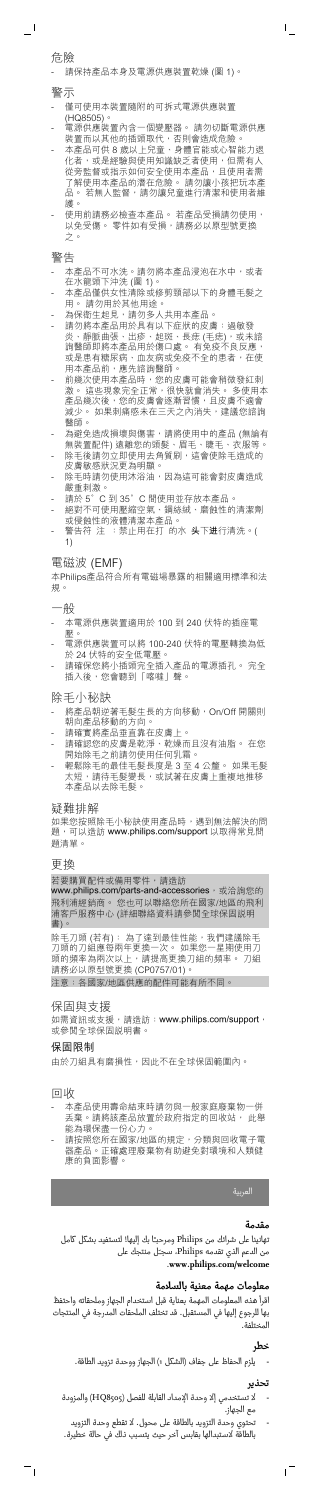## 危險

- 請保持產品本身及電源供應裝置乾燥 (圖 1)。

## 警示

- 僅可使用本裝置隨附的可拆式電源供應裝置 (HQ8505)。
- 電源供應裝置內含一個變壓器。 請勿切斷電源供應裝置而以其他的插頭取代，否則會造成危險。
- 本產品可供 8 歲以上兒童，身體官能或心智能力退化者，或是經驗與使用知識缺乏者使用，但需有人從旁監督或指示如何安全使用本產品，且使用者需了解使用本產品的潛在危險。 請勿讓小孩把玩本產品。 若無人監督，請勿讓兒童進行清潔和使用者維護。
- 使用前請務必檢查本產品。 若產品受損請勿使用，以免受傷。 零件如有受損，請務必以原型號更換之。

## 警告

- 本產品不可水洗。請勿將本產品浸泡在水中，或者在水龍頭下沖洗 (圖 1)。
- 本產品僅供女性清除或修剪頸部以下的身體毛髮之用。 請勿用於其他用途。
- 為保衛生起見，請勿多人共用本產品。
- 請勿將本產品用於具有以下症狀的皮膚：過敏發炎，膿皰潰瘍、出疹，起斑，長痣 (毛痣)，或未經諮詢醫師即將本產品用於傷口處。 有免疫不良反應，或是患有糖尿病、血友病或免疫不全的患者，在使用本產品前，應先諮詢醫師。
- 前幾次使用本產品時，您的皮膚可能會稍微發紅刺激。 這些現象完全正常，很快就會消失。 多使用本產品幾次後，您的皮膚會逐漸習慣，且皮膚不適會減少。 如果刺癢感未在三天之內消失，建議您諮詢醫師。
- 為避免造成損壞與傷害，請將使用中的產品 (無論有無裝置配件) 遠離您的頭髮，眉毛，睫毛，衣服等。
- 除毛後請勿立即使用去角質劑，這會使發毛造成的皮膚敏感狀況更為明顯。
- 除毛時請勿使用沐浴油，因為這可能會對皮膚造成嚴重刺激。
- 請於 5° C 到 35° C 間使用並存放本產品。
- 絕對不可使用壓縮空氣、鋼絲絨、磨蝕性的清潔劑或侵蝕性的液體清潔本產品。
- 警告符 注 ：禁止用在打 的水 头下进行清洗。(1)

## 電磁波 (EMF)

本Philips產品符合所有電磁場暴露的相關適用標準和法規。

## 一般

- 本電源供應裝置適用於 100 到 240 伏特的插座電壓。
- 電源供應裝置可以將 100-240 伏特的電壓轉換為低於 24 伏特的安全低電壓。
- 請確保您將小插頭完全插入產品的電源插孔。 完全插入後，您會聽到「喀噠」聲。

## 除毛小秘訣

- 將產品朝逆著毛髮生長的方向移動，On/Off 開關則朝向產品移動的方向。
- 請確實將產品垂直靠在皮膚上。
- 請確認您的皮膚是乾淨、乾燥而且沒有油脂。 在您開始除毛之前請勿使用任何乳霜。
- 剃鬍除毛的最佳毛髮長度是 3 至 4 公釐。 如果毛髮太短，請待毛髮變長，或試著在皮膚上重複地推移本產品以除毛髮。

## 疑難排解

如果您按照除毛小秘訣使用產品時，遇到無法解決的問題，可以造訪 www.philips.com/support 以取得常見問題清單。

## 更換

若要購買配件或備用零件，請造訪 www.philips.com/parts-and-accessories，或洽詢您的飛利浦經銷商。 您也可以聯絡您所在國家/地區的飛利浦客戶服務中心 (詳細聯絡資料請參閱全球保固說明書)。

除毛刀頭 (若有)： 為了達到最佳性能，我們建議除毛刀頭的刀組應每兩年更換一次。 如果您一星期使用刀頭的頻率為兩次以上，請提高更換刀組的頻率。 刀組請務必以原型號更換 (CP0757/01)。

注意：各國家/地區供應的配件可能有所不同。

## 保固與支援

如需資訊或支援，請造訪：www.philips.com/support，或參閱全球保固說明書。

### 保固限制

由於刀組具有磨損性，因此不在全球保固範圍內。

## 回收

- 本產品使用壽命結束時請勿與一般家庭廢棄物一併丟棄。請將該產品放置於政府指定的回收站，此舉能為環保盡一份心力。
- 請按照您所在國家/地區的規定，分類與回收電子電器產品。正確處理廢棄物有助避免對環境和人類健康的負面影響。

العربية

## مقدمة

تهانينا على شرائك من Philips ومرحبًا بك إليها! لتستفيد بشكل كامل من الدعم الذي تقدمه Philips، سجل منتجك على www.philips.com/welcome.

## معلومات مهمة معنية بالسلامة

اقرأ هذه المعلومات المهمة بعناية قبل استخدام الجهاز وملحقاته واحتفظ بها للرجوع إليها في المستقبل. قد تختلف الملحقات المدرجة في المنتجات المختلفة.

## خطر

- يلزم الحفاظ على جفاف (الشكل ١) الجهاز ووحدة تزويد الطاقة.

## تحذير

- لا تستخدمي إلا وحدة الإمداد القابلة للفصل (HQ8505) والمزودة مع الجهاز.
- تحتوي وحدة التزويد بالطاقة على محول. لا تقطع وحدة التزويد بالطاقة لاستبدالها بقابس آخر حيث يتسبب ذلك في حالة خطرة.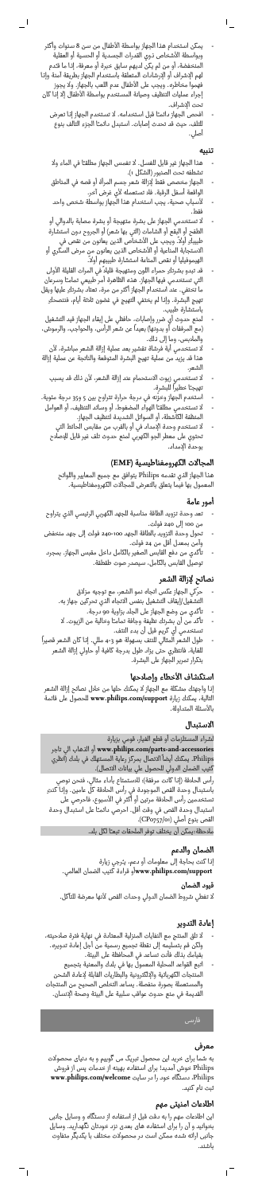- يمكن استخدام هذا الجهاز بواسطة الأطفال من سن 8 سنوات وأكثر وبواسطة الأشخاص ذوي القدرات الجسدية أو الحسية أو العقلية المنخفضة، أو من لم يكن لديهم سابق خبرة أو معرفة، إذا ما قدم لهم الإشراف أو الإرشادات المتعلقة باستخدام الجهاز بطريقة آمنة وإذا فهموا مخاطره. ويجب على الأطفال عدم اللعب بالجهاز. ولا يجوز إجراء عمليات التنظيف وصيانة المستخدم بواسطة الأطفال إلا إذا كان تحت الإشراف.
- افحص الجهاز دائمًا قبل استخدامه. لا تستخدم الجهاز إذا تعرض للتلف، حيث قد تحدث إصابات. استبدل دائمًا الجزء التالف بنوع أصلي.

## تنبيه

- هذا الجهاز غير قابل للغسل. لا تغمس الجهاز مطلقًا في الماء ولا تشطفه تحت الصنبور (الشكل 1).
- الجهاز مخصص فقط لإزالة شعر جسم المرأة أو قصه في المناطق الواقعة أسفل الرقبة. فلا تستعمله لأي غرض آخر.
- لأسباب صحية، يجب استخدام هذا الجهاز بواسطة شخص واحد فقط.
- لا تستخدمي الجهاز على بشرة متهيجة أو بشرة مصابة بالدوالي أو الطفح أو البقع أو الشامات (التي بها شعر) أو الجروح دون استشارة طبيبك أولاً. ويجب على الأشخاص الذين يعانون من نقص في الاستجابة المناعية أو الأشخاص الذين يعانون من مرض السكري أو الهيموفيليا أو نقص المناعة استشارة طبيبهم أولاً.
- قد تبدو بشرتك حمراء اللون ومتهيجة قليلاً في المرات القليلة الأولى التي تستخدمي فيها الجهاز. هذه الظاهرة أمر طبيعي تمامًا وسرعان ما تختفي. عند استخدام الجهاز أكثر من مرة، تعتاد بشرتك عليها ويقل تهيج البشرة. وإذا لم يختفِ التهيج في غضون ثلاثة أيام، فننصحك باستشارة طبيب.
- لمنع حدوث أي ضرر وإصابات، حافظي على إبقاء الجهاز قيد التشغيل (مع المرفقات أو بدونها) بعيدًا عن شعر الرأس، والحواجب، والرموش، والملابس، وما إلى ذلك.
- لا تستخدمي أية فرشاة تقشير بعد عملية إزالة الشعر مباشرة، لأن هذا قد يزيد من عملية تهيج البشرة المتوقعة والناتجة عن عملية إزالة الشعر.
- لا تستخدمي زيوت الاستحمام عند إزالة الشعر، لأن ذلك قد يسبب تهيجًا خطيرًا للبشرة.
- استخدم الجهاز وخزنه في درجة حرارة تتراوح بين 5 و35 درجة مئوية.
- لا تستخدمي مطلقًا الهواء المضغوط، أو وسائد التنظيف، أو العوامل المنظفة الكاشطة، أو السوائل الشديدة لتنظيف الجهاز.
- لا تستخدم وحدة الإمداد في أو بالقرب من مقابس الحائط التي تحتوي على معطر الجو الكهربي لمنع حدوث تلف غير قابل للإصلاح بوحدة الإمداد.

## المجالات الكهرومغناطيسية (EMF)

هذا الجهاز الذي تقدمه Philips يتوافق مع جميع المعايير واللوائح المعمول بها فيما يتعلق بالتعرض للمجالات الكهرومغناطيسية.

## أمور عامة

- تعد وحدة تزويد الطاقة مناسبة للجهد الكهربي الرئيسي الذي يتراوح من 100 إلى 240 فولت.
- تحول وحدة التزويد بالطاقة الجهد 100-240 فولت إلى جهد منخفض وآمن بمعدل أقل من 24 فولت.
- تأكدي من دفع القابس الصغير بالكامل داخل مقبس الجهاز. بمجرد توصيل القابس بالكامل، سيصدر صوت طقطقة.

## نصائح لإزالة الشعر

- حرّكي الجهاز عكس اتجاه نمو الشعر، مع توجيه مزلاق التشغيل/الإيقاف التشغيل بنفس الاتجاه الذي تحركين جهاز به.
- تأكدي من وضع الجهاز على الجلد بزاوية 90 درجة.
- تأكد من أن بشرتك نظيفة وجافة تمامًا وخالية من الزيوت. لا تستخدمي أي كريم قبل أن يتم النتف.
- طول الشعر المثالي للنتف بسهولة هو 3-4 ملل. إذا كان الشعر قصيرًا للغاية، فانتظري حتى يزداد طول بدرجة كافية أو حاولي إزالة الشعر بتكرار تمرير الجهاز على البشرة.

## استكشاف الأخطاء وإصلاحها

إذا واجهتك مشكلة مع الجهاز لا يمكنك حلها من خلال نصائح إزالة الشعر التالية، يمكنك زيارة **www.philips.com/support** للحصول على قائمة بالأسئلة المتداولة.

## الاستبدال

لشراء المستلزمات أو قطع الغيار، قومي بزيارة **www.philips.com/parts-and-accessories** أو الذهاب إلى تاجر Philips. يمكنك أيضًا الاتصال بمركز رعاية المستهلك في بلدك (انظري كتيب الضمان الدولي للحصول على بيانات الاتصال).

رأس الحلاقة: إذا كانت مرفقة): للاستمتاع بأداء مثالي، فنحن نوصي باستبدال وحدة القص الموجودة في رأس الحلاقة كل عامين. وإذا كنت تستخدمين رأس الحلاقة مرتين أو أكثر في الأسبوع، فاحرصي على استبدال وحدة القص في وقت أقل. احرصي دائمًا على استبدال وحدة القص بنوع أصلي (CP0757/01).

ملاحظة: يمكن أن يختلف توفر الملحقات تبعًا لكل بلد.

## الضمان والدعم

إذا كنت بحاجة إلى معلومات أو دعم، يُرجى زيارة **www.philips.com/support** وقراءة كتيب الضمان العالمي.

## قيود الضمان

لا تغطي شروط الضمان الدولي وحدات القص لأنها معرضة للتآكل.

## إعادة التدوير

- لا تلقِ المنتج مع النفايات المنزلية المعتادة في نهاية فترة صلاحيته، ولكن قم بتسليمه إلى نقطة تجميع رسمية من أجل إعادة تدويره. بقيامك بذلك فأنت تساعد في المحافظة على البيئة.
- اتبع القواعد المحلية المعمول بها في بلدك والمعنية بتجميع المنتجات الكهربائية والإلكترونية والبطاريات القابلة لإعادة الشحن والمستعملة بصورة منفصلة. يساعد التخلص الصحيح من المنتجات القديمة في منع حدوث عواقب سلبية على البيئة وصحة الإنسان.

فارسی

## معرفی

به شما برای خرید این محصول تبریک می گوییم و به دنیای محصولات Philips خوش آمدید! برای استفاده بهینه از خدمات پس از فروش Philips، دستگاه خود را در سایت **www.philips.com/welcome** ثبت نام کنید.

## اطلاعات ایمنی مهم

این اطلاعات مهم را به دقت قبل از استفاده از دستگاه و وسایل جانبی بخوانید و آن را برای استفاده های بعدی نزد خودتان نگهدارید. وسایل جانبی ارائه شده ممکن است در محصولات مختلف با یکدیگر متفاوت باشند.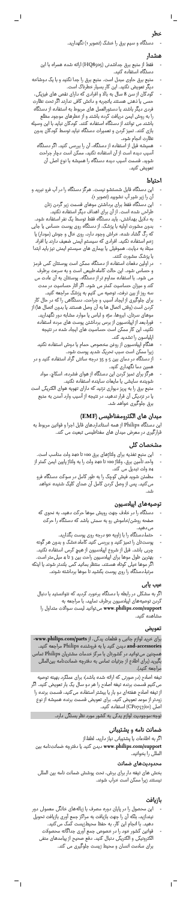## خطر

- دستگاه و سیم برق را خشک (تصویر ۱) نگهدارید.

## هشدار

- فقط از منبع برق جداشدنی (HQ8505) ارائه شده همراه با این دستگاه استفاده کنید.
- منبع برق حاوی مبدل است. منبع برق را جدا نکنید و با یک دوشاخه دیگر تعویض نکنید. این کار بسیار خطرناک است.
- کودکان از سن 8 سال به بالا و افرادی که دارای نقص های فیزیکی، حسی یا ذهنی هستند یاتجربه و دانش کافی ندارند اگر تحت نظارت فردی دیگر باشند یا دستورالعمل های مربوط به استفاده از دستگاه را به روش ایمن دریافت کرده باشند و از خطرهای موجود مطلع باشند می توانند از دستگاه استفاده کنند. کودکان نباید با این وسیله بازی کنند. تمیز کردن و تعمیرات دستگاه نباید توسط کودکان بدون نظارت انجام شود.
- همیشه قبل از استفاده از دستگاه، آن را بررسی کنید. اگر دستگاه آسیب دیده است از آن استفاده نکنید. ممکن است دچار جراحت شوید. قسمت آسیب دیده دستگاه را همیشه با نوع اصلی آن تعویض کنید.

## احتیاط

- این دستگاه قابل شستشو نیست. هرگز دستگاه را در آب فرو نبرید و آن را زیر شیر آب نشویید (تصویر ۲).
- این دستگاه فقط برای برداشتن موهای قسمت زیر گردن زنان طراحی شده است. از آن برای اهداف دیگر استفاده نکنید.
- به دلایل بهداشتی، باید دستگاه فقط توسط یک نفر استفاده شود.
- بدون مشورت اولیه با پزشک، از دستگاه روی پوست حساس یا جایی که رگ گشاد شده، خراش وجود دارد، روی خال و جوش (مودار) یا زخم استفاده نکنید. افرادی که سیستم ایمنی ضعیف دارند یا افراد مبتلا به دیابت، هموفیلی یا بیماری های سیستم ایمنی نیز باید ابتدا با پزشک مشورت کنند.
- در اولین دفعات استفاده از دستگاه ممکن است پوستتان کمی قرمز و حساس شود. این حالت کاملاطبیعی است و به سرعت برطرف می شود. با استفاده مداوم تر از دستگاه، پوستتان به آن عادت می کند و میزان حساسیت کمتر می شود. اگر آثار حساسیت در مدت سه روز از بین نرفت، توصیه می کنیم به پزشک مراجعه کنید.
- برای جلوگیری از ایجاد آسیب و جراحت، دستگاهی را که در حال کار کردن است (وقتی اتصال ها به آن وصل هستند یا بدون اتصال ها) از موهای سرتان، ابروها، مژه و لباس و موارد مشابه دور نگهدارید.
- فوراًبعد از اپیلاسیون از برس برداشتن پوست های مرده استفاده نکنید، این کار ممکن است حساسیت های ایجاد شده در نتیجه اپیلاسیون را تشدید کند.
- هنگام اپیلاسیون از روغن مخصوص حمام یا دوش استفاده نکنید زیرا ممکن است سبب تحریک شدید پوست شود.
- از دستگاه در دمای بین 5 و 35 درجه سانتی گراد استفاده کنید و در همین دما نگهداری کنید.
- هرگز برای تمیز کردن این دستگاه از هوای فشرده، اسکاچ، مواد شوینده ساینده یا مایعات ساینده استفاده نکنید.
- منبع برق را به پریز دیواری دارای تهویه هوای الکتریکی است یا در نزدیکی آن قرار ندهید، در نتیجه از آسیب وارد آمدن به منبع برق جلوگیری خواهد شد.

## میدان های الکترومغناطیسی (EMF)

این دستگاه Philips از همه استانداردهای قابل اجرا و قوانین مربوط به قرارگیری در معرض میدان های مغناطیسی تبعیت می کند.

## مشخصات کل

- این منبع تغذیه برای ولتاژهای برق 100 تا 240 ولت مناسب است.
- ولت تأمین برق، ولتاژ 100 تا 240 ولت را به ولتاژ پایین ایمن کمتر از 24 ولت تبدیل می کند.
- مطمئن شوید فیش کوچک را به طور کامل در سوکت دستگاه فرو می کنید. پس از وصل کردن کامل آن صدای کلیک شنیده خواهد شد.

## توصیه های اپیلاسیون

- دستگاه را در خلاف جهت رویش موها حرکت دهید، به نحوی که صفحه روشن/خاموش رو به سمتی باشد که دستگاه را حرکت می دهید.
- حتما دستگاه را با زاویه 90 درجه روی پوست بگذارید.
- پوستتان را تمیز کنید و بررسی کنید کاملا خشک و بدون هر گونه چربی باشد. قبل از شروع اپیلاسیون از هیچ کرمی استفاده نکنید.
- بهترین طول موها برای اپیلاسیون راحت بین 3 تا 4 میلی متر است. اگر موها خیلی کوتاه هستند، منتظر بمانید کمی بلندتر شوند یا اینکه مرتبا دستگاه را روی پوست بکشید تا موها برداشته شوند.

## عیب یابی

اگر به مشکلی در رابطه با دستگاه برخورد کردید که نتوانستید با دنبال کردن توصیه های اپیلاسیون برطرف نمایید، با مراجعه به **www.philips.com/support** می توانید لیست سوالات متداول را مشاهده کنید.

## تعویض

برای خرید لوازم جانبی و قطعات یدکی، از **www.philips.com/parts-and-accessories** دیدن کنید یا به فروشنده Philips مراجعه کنید. همچنین می توانید در کشورتان با مرکز خدمات مشتریان Philips تماس بگیرید (برای اطلاع از جزئیات تماس به دفترچه ضمانت نامه بین المللی مراجعه کنید).

تیغه اصلاح (در صورتی که ارائه شده باشد): برای عملکرد بهینه توصیه می کنیم قسمت برنده تیغه اصلاح را هر دو سال یک بار تعویض کنید. اگر از تیغه اصلاح هفته ای دو بار یا بیشتر استفاده می کنید، قسمت برنده را زودتر از موعد تعویض کنید. برای تعویض قسمت برنده همیشه از نوع اصلی آن (CP0757/01) استفاده کنید.

توجه: موجودیت لوازم یدکی به کشور مورد نظر بستگی دارد.

## ضمانت نامه و پشتیبانی

اگر به اطلاعات یا پشتیبانی نیاز دارید، لطفا از **www.philips.com/support** دیدن کنید یا دفترچه ضمانت نامه بین المللی را بخوانید.

### محدودیت های ضمانت

بخش های تیغه دار برای برش، تحت پوشش ضمانت نامه بین المللی نیستند زیرا ممکن است خراب شوند.

## بازیافت

- این محصول را در پایان دوره مصرف با زباله های خانگی معمول دور نیندازید، بلکه آن را جهت بازیافت به مراکز جمع آوری بازیافت تحویل دهید. با انجام این کار، به حفظ محیط زیست کمک می کنید.
- قوانین کشور خود را در خصوص جمع آوری جداگانه محصولات الکترونیکی و الکتریکی دنبال کنید. دفع صحیح از پیامدهای منفی برای سلامت انسان و محیط زیست جلوگیری می کند.